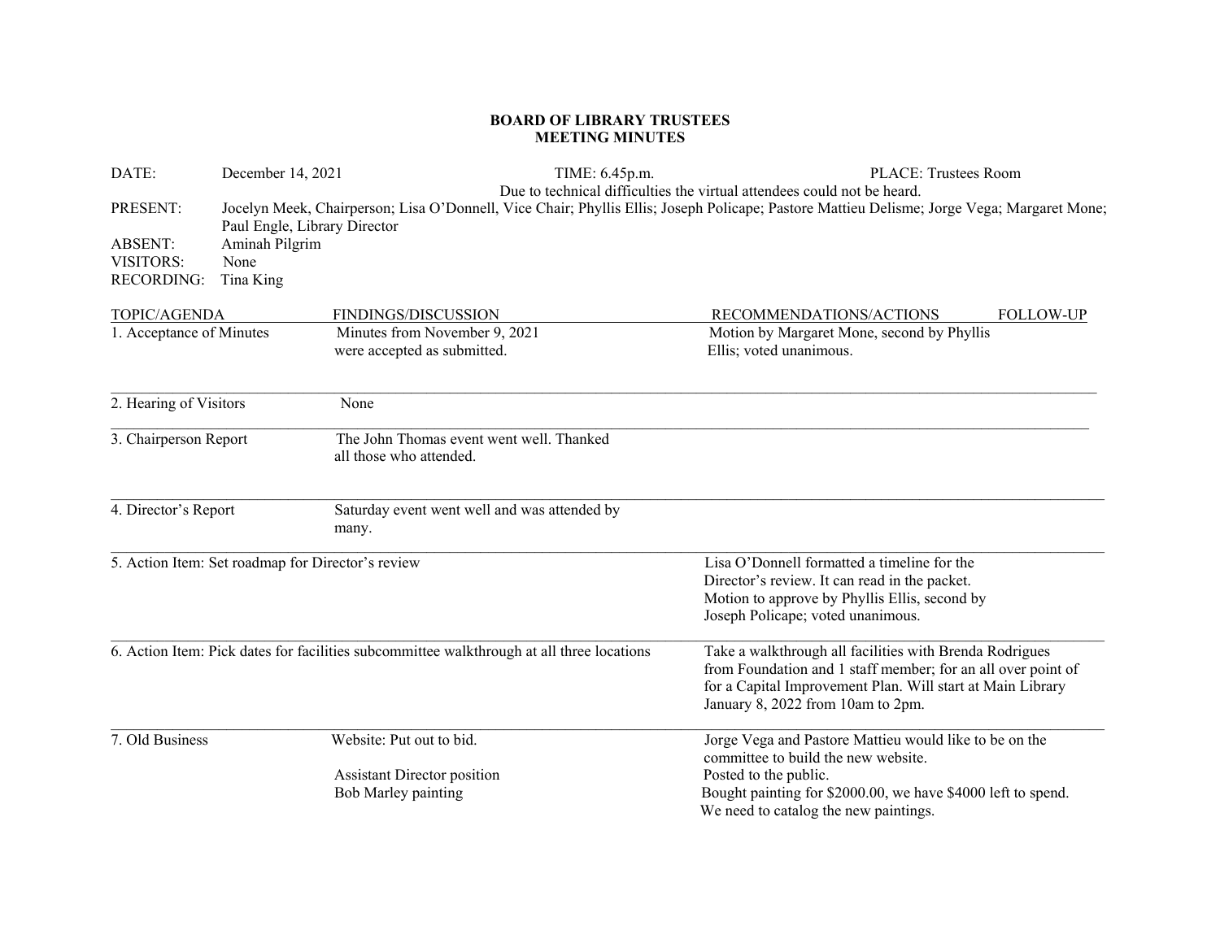**BOARD OF LIBRARY TRUSTEES**
**MEETING MINUTES**

DATE: December 14, 2021 TIME: 6.45p.m. PLACE: Trustees Room

Due to technical difficulties the virtual attendees could not be heard.

PRESENT: Jocelyn Meek, Chairperson; Lisa O'Donnell, Vice Chair; Phyllis Ellis; Joseph Policape; Pastore Mattieu Delisme; Jorge Vega; Margaret Mone; Paul Engle, Library Director

ABSENT: Aminah Pilgrim

VISITORS: None

RECORDING: Tina King

| TOPIC/AGENDA | FINDINGS/DISCUSSION | RECOMMENDATIONS/ACTIONS | FOLLOW-UP |
|---|---|---|---|
| 1. Acceptance of Minutes | Minutes from November 9, 2021 were accepted as submitted. | Motion by Margaret Mone, second by Phyllis Ellis; voted unanimous. | |
| 2. Hearing of Visitors | None | | |
| 3. Chairperson Report | The John Thomas event went well. Thanked all those who attended. | | |
| 4. Director's Report | Saturday event went well and was attended by many. | | |
| 5. Action Item: Set roadmap for Director's review | | Lisa O'Donnell formatted a timeline for the Director's review. It can read in the packet. Motion to approve by Phyllis Ellis, second by Joseph Policape; voted unanimous. | |
| 6. Action Item: Pick dates for facilities subcommittee walkthrough at all three locations | | Take a walkthrough all facilities with Brenda Rodrigues from Foundation and 1 staff member; for an all over point of for a Capital Improvement Plan. Will start at Main Library January 8, 2022 from 10am to 2pm. | |
| 7. Old Business | Website: Put out to bid. | Jorge Vega and Pastore Mattieu would like to be on the committee to build the new website. | |
| | Assistant Director position | Posted to the public. | |
| | Bob Marley painting | Bought painting for $2000.00, we have $4000 left to spend. We need to catalog the new paintings. | |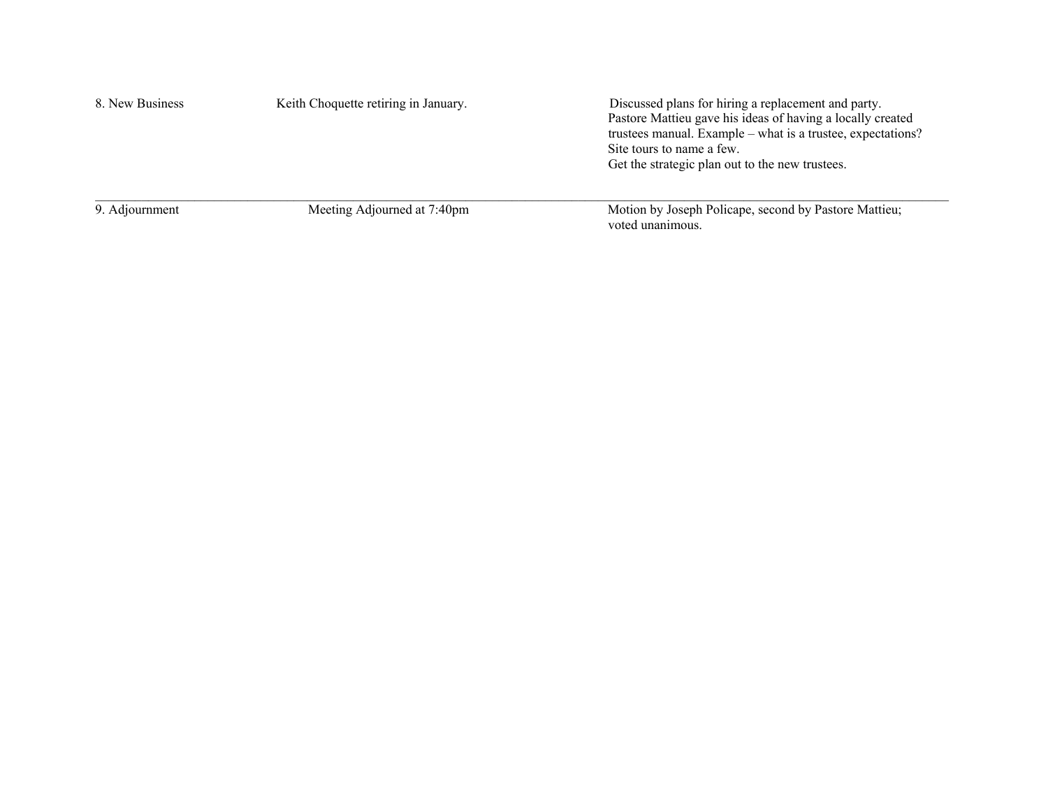| | | |
|---|---|---|
| 8. New Business | Keith Choquette retiring in January. | Discussed plans for hiring a replacement and party.<br>Pastore Mattieu gave his ideas of having a locally created trustees manual. Example – what is a trustee, expectations? Site tours to name a few.<br>Get the strategic plan out to the new trustees. |
| 9. Adjournment | Meeting Adjourned at 7:40pm | Motion by Joseph Policape, second by Pastore Mattieu; voted unanimous. |